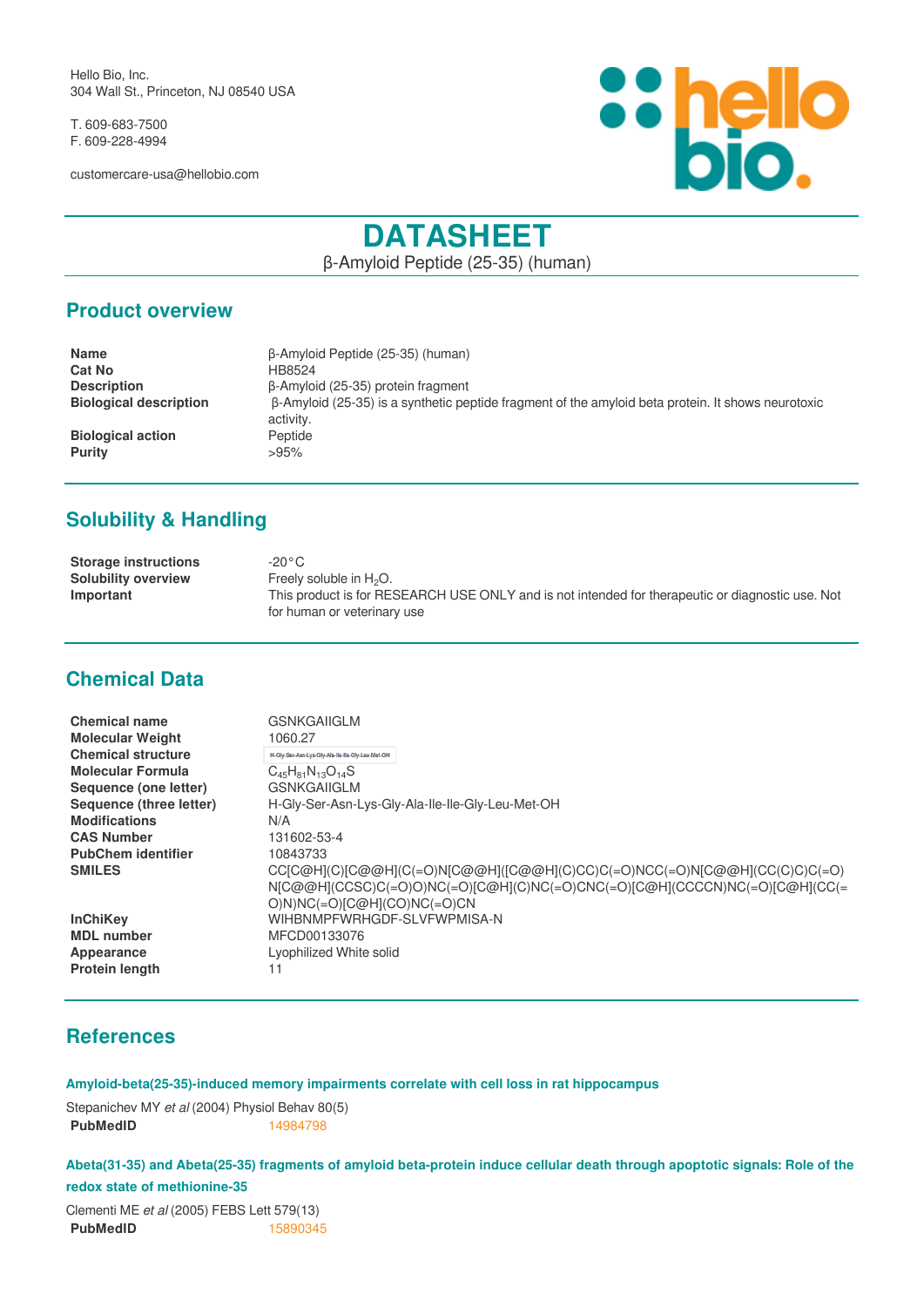Hello Bio, Inc.
304 Wall St., Princeton, NJ 08540 USA

T. 609-683-7500
F. 609-228-4994

customercare-usa@hellobio.com

# DATASHEET

β-Amyloid Peptide (25-35) (human)

## Product overview

| | |
|---|---|
| **Name** | β-Amyloid Peptide (25-35) (human) |
| **Cat No** | HB8524 |
| **Description** | β-Amyloid (25-35) protein fragment |
| **Biological description** | β-Amyloid (25-35) is a synthetic peptide fragment of the amyloid beta protein. It shows neurotoxic activity. |
| **Biological action** | Peptide |
| **Purity** | >95% |

## Solubility & Handling

| | |
|---|---|
| **Storage instructions** | -20°C |
| **Solubility overview** | Freely soluble in $H_2O$. |
| **Important** | This product is for RESEARCH USE ONLY and is not intended for therapeutic or diagnostic use. Not for human or veterinary use |

## Chemical Data

| | |
|---|---|
| **Chemical name** | GSNKGAIIGLM |
| **Molecular Weight** | 1060.27 |
| **Chemical structure** | H-Gly-Ser-Asn-Lys-Gly-Ala-Ile-Ile-Gly-Leu-Met-OH |
| **Molecular Formula** | $C_{45}H_{81}N_{13}O_{14}S$ |
| **Sequence (one letter)** | GSNKGAIIGLM |
| **Sequence (three letter)** | H-Gly-Ser-Asn-Lys-Gly-Ala-Ile-Ile-Gly-Leu-Met-OH |
| **Modifications** | N/A |
| **CAS Number** | 131602-53-4 |
| **PubChem identifier** | 10843733 |
| **SMILES** | CC[C@H](C)[C@@H](C(=O)N[C@@H]([C@@H](C)CC)C(=O)NCC(=O)N[C@@H](CC(C)C)C(=O)N[C@@H](CCSC)C(=O)O)NC(=O)[C@H](C)NC(=O)CNC(=O)[C@H](CCCCN)NC(=O)[C@H](CC(=O)N)NC(=O)[C@H](CO)NC(=O)CN |
| **InChiKey** | WIHBNMPFWRHGDF-SLVFWPMISA-N |
| **MDL number** | MFCD00133076 |
| **Appearance** | Lyophilized White solid |
| **Protein length** | 11 |

## References

**Amyloid-beta(25-35)-induced memory impairments correlate with cell loss in rat hippocampus**

Stepanichev MY *et al* (2004) Physiol Behav 80(5)
**PubMedID** 14984798

**Abeta(31-35) and Abeta(25-35) fragments of amyloid beta-protein induce cellular death through apoptotic signals: Role of the redox state of methionine-35**

Clementi ME *et al* (2005) FEBS Lett 579(13)
**PubMedID** 15890345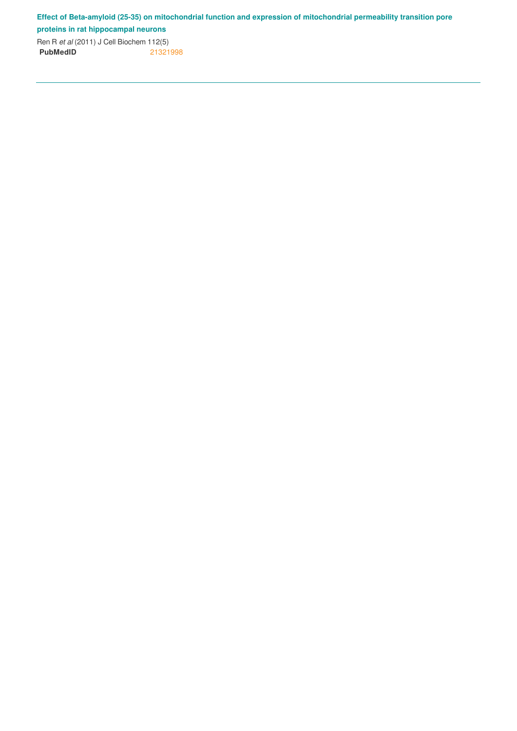**Effect of Beta-amyloid (25-35) on mitochondrial function and expression of mitochondrial permeability transition pore proteins in rat hippocampal neurons**

Ren R *et al* (2011) J Cell Biochem 112(5)

**PubMedID** 21321998

---